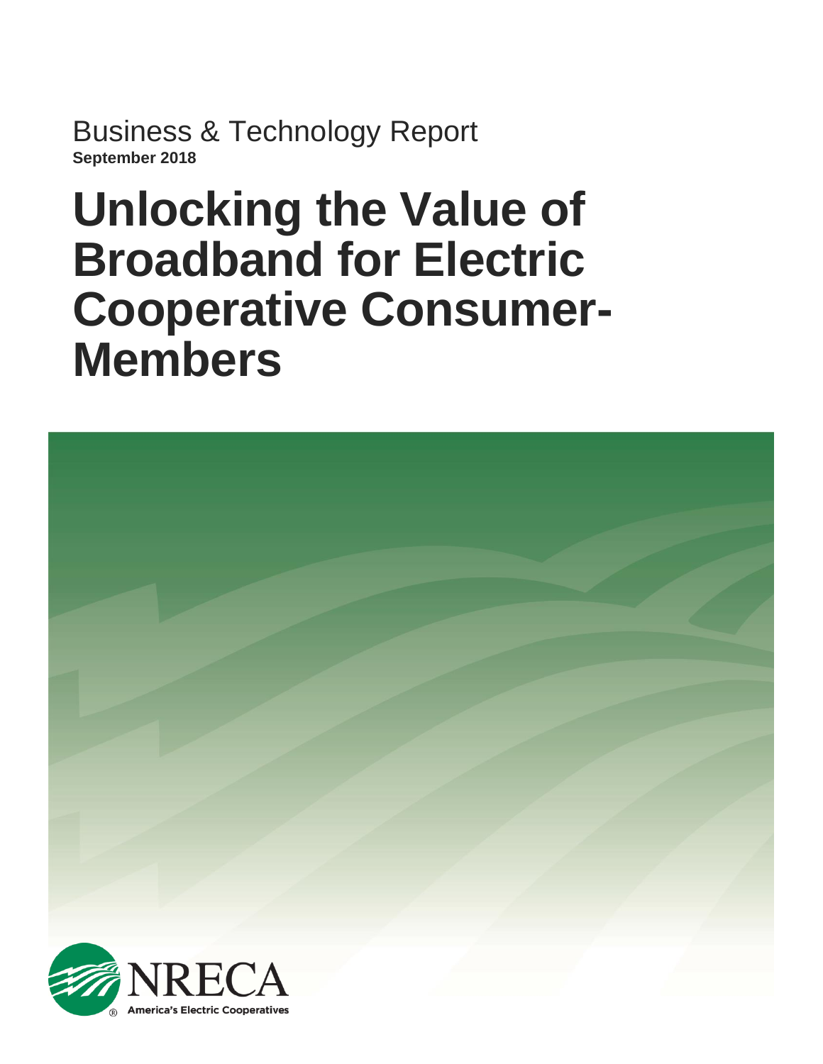Business & Technology Report

**September 2018**

# Unlocking the Value of Broadband for Electric Cooperative Consumer-Members

NRECA

America's Electric Cooperatives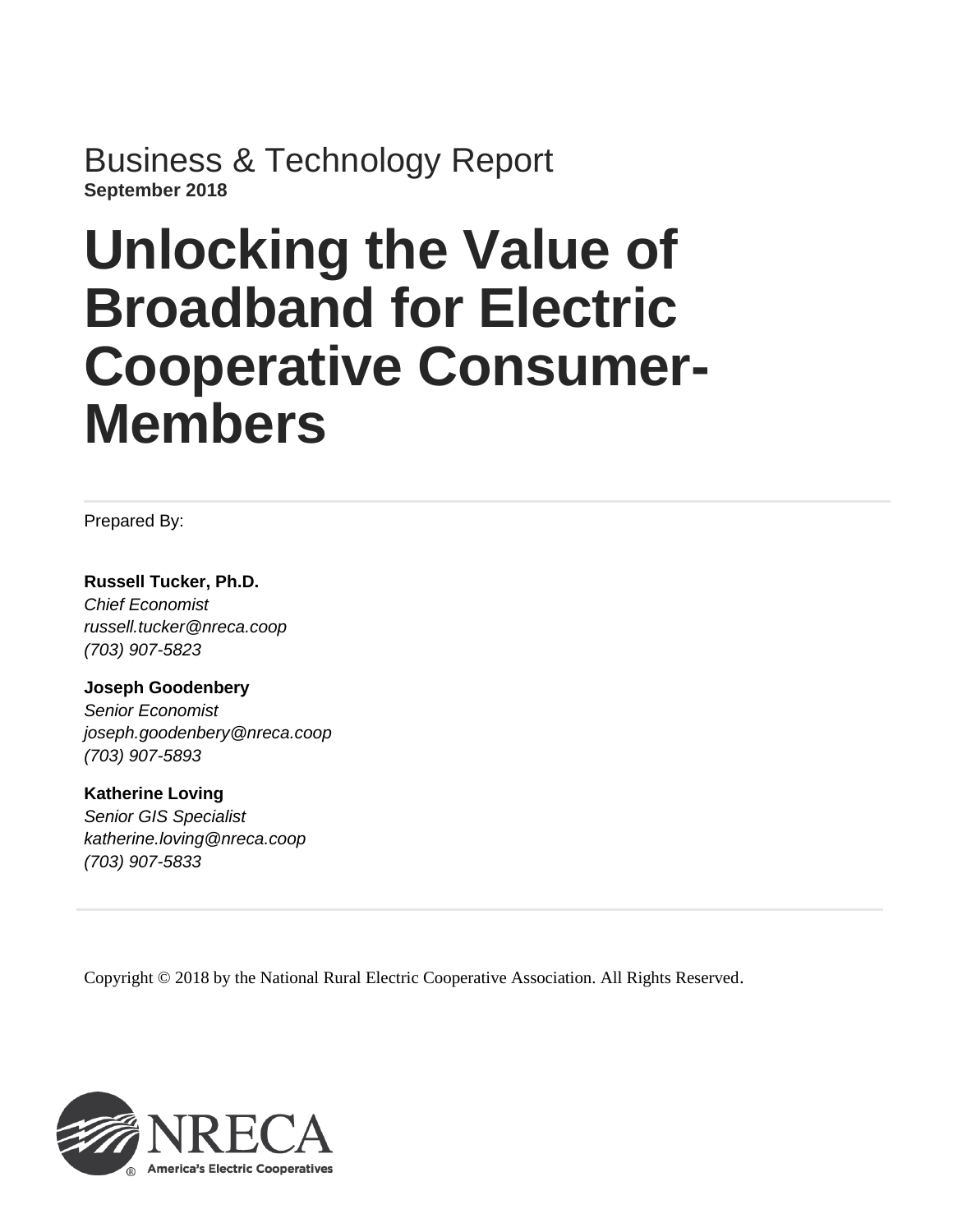Business & Technology Report
**September 2018**

# Unlocking the Value of Broadband for Electric Cooperative Consumer-Members

Prepared By:

**Russell Tucker, Ph.D.**
*Chief Economist*
*russell.tucker@nreca.coop*
*(703) 907-5823*

**Joseph Goodenbery**
*Senior Economist*
*joseph.goodenbery@nreca.coop*
*(703) 907-5893*

**Katherine Loving**
*Senior GIS Specialist*
*katherine.loving@nreca.coop*
*(703) 907-5833*

Copyright © 2018 by the National Rural Electric Cooperative Association. All Rights Reserved.

NRECA
America's Electric Cooperatives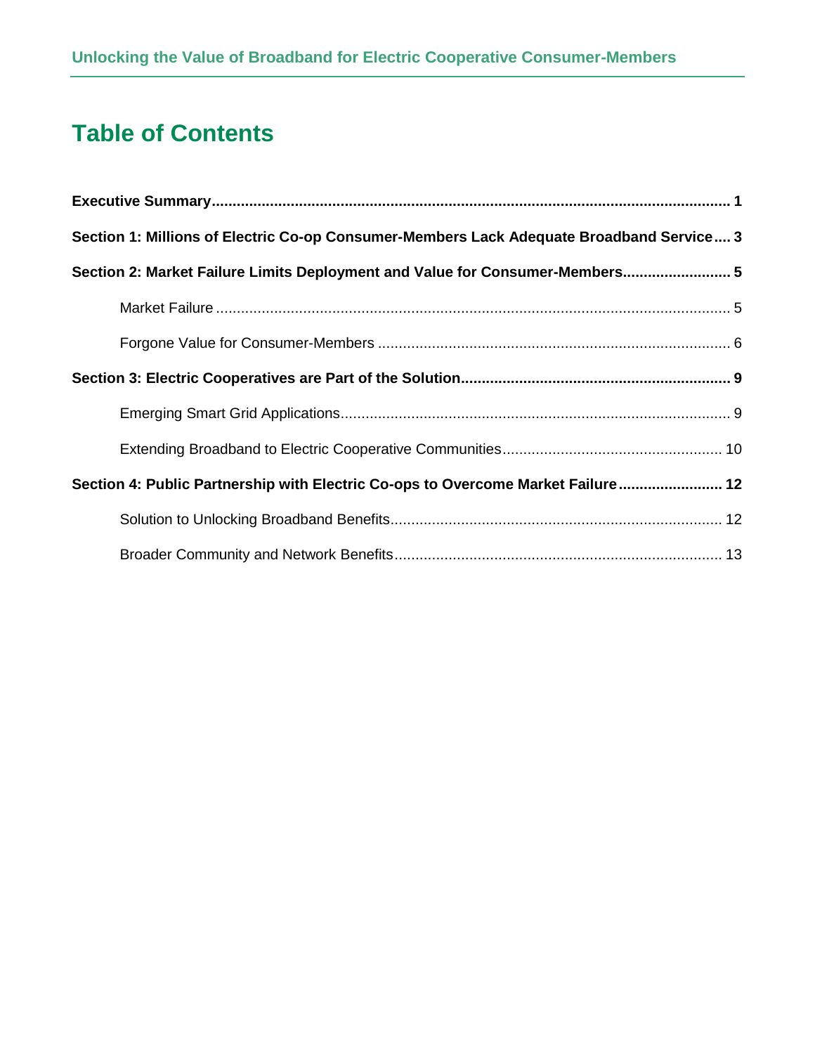# Table of Contents

**Executive Summary** .......... **1**

**Section 1: Millions of Electric Co-op Consumer-Members Lack Adequate Broadband Service** .... **3**

**Section 2: Market Failure Limits Deployment and Value for Consumer-Members** .......... **5**

- Market Failure .......... 5
- Forgone Value for Consumer-Members .......... 6

**Section 3: Electric Cooperatives are Part of the Solution** .......... **9**

- Emerging Smart Grid Applications .......... 9
- Extending Broadband to Electric Cooperative Communities .......... 10

**Section 4: Public Partnership with Electric Co-ops to Overcome Market Failure** .......... **12**

- Solution to Unlocking Broadband Benefits .......... 12
- Broader Community and Network Benefits .......... 13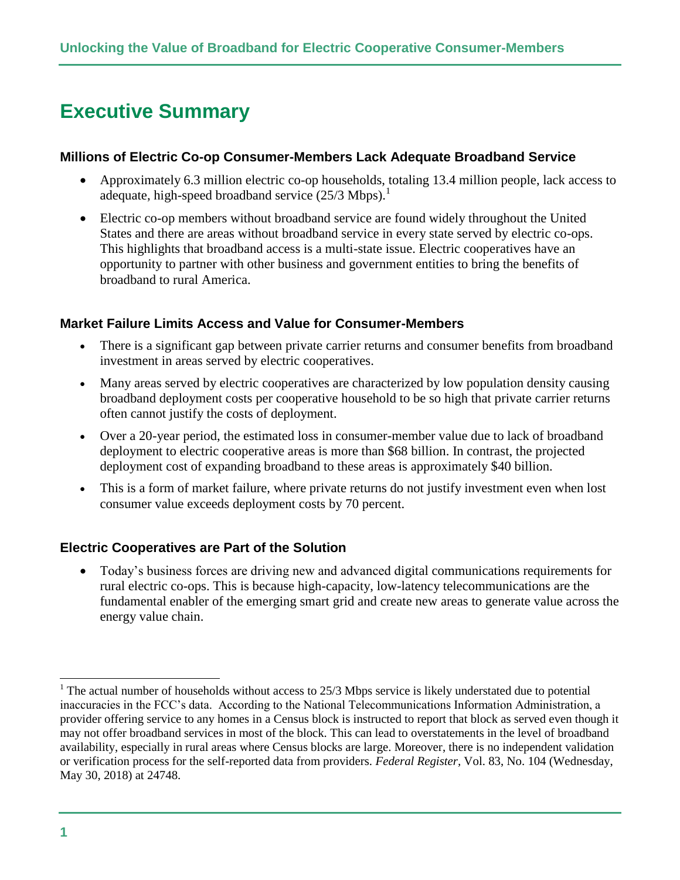# Executive Summary

### Millions of Electric Co-op Consumer-Members Lack Adequate Broadband Service

- Approximately 6.3 million electric co-op households, totaling 13.4 million people, lack access to adequate, high-speed broadband service (25/3 Mbps).[1]
- Electric co-op members without broadband service are found widely throughout the United States and there are areas without broadband service in every state served by electric co-ops. This highlights that broadband access is a multi-state issue. Electric cooperatives have an opportunity to partner with other business and government entities to bring the benefits of broadband to rural America.

### Market Failure Limits Access and Value for Consumer-Members

- There is a significant gap between private carrier returns and consumer benefits from broadband investment in areas served by electric cooperatives.
- Many areas served by electric cooperatives are characterized by low population density causing broadband deployment costs per cooperative household to be so high that private carrier returns often cannot justify the costs of deployment.
- Over a 20-year period, the estimated loss in consumer-member value due to lack of broadband deployment to electric cooperative areas is more than $68 billion. In contrast, the projected deployment cost of expanding broadband to these areas is approximately $40 billion.
- This is a form of market failure, where private returns do not justify investment even when lost consumer value exceeds deployment costs by 70 percent.

### Electric Cooperatives are Part of the Solution

- Today's business forces are driving new and advanced digital communications requirements for rural electric co-ops. This is because high-capacity, low-latency telecommunications are the fundamental enabler of the emerging smart grid and create new areas to generate value across the energy value chain.

[1] The actual number of households without access to 25/3 Mbps service is likely understated due to potential inaccuracies in the FCC's data. According to the National Telecommunications Information Administration, a provider offering service to any homes in a Census block is instructed to report that block as served even though it may not offer broadband services in most of the block. This can lead to overstatements in the level of broadband availability, especially in rural areas where Census blocks are large. Moreover, there is no independent validation or verification process for the self-reported data from providers. *Federal Register*, Vol. 83, No. 104 (Wednesday, May 30, 2018) at 24748.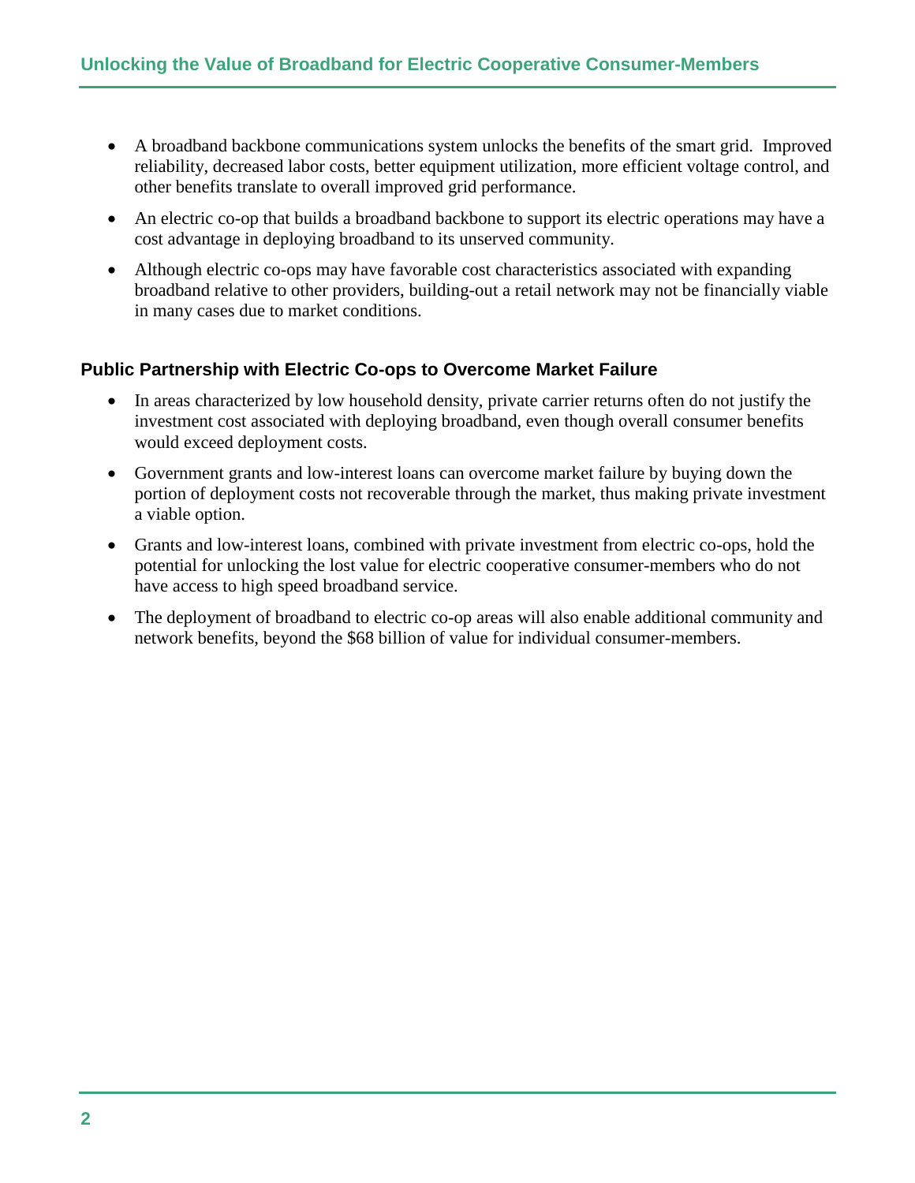- A broadband backbone communications system unlocks the benefits of the smart grid. Improved reliability, decreased labor costs, better equipment utilization, more efficient voltage control, and other benefits translate to overall improved grid performance.
- An electric co-op that builds a broadband backbone to support its electric operations may have a cost advantage in deploying broadband to its unserved community.
- Although electric co-ops may have favorable cost characteristics associated with expanding broadband relative to other providers, building-out a retail network may not be financially viable in many cases due to market conditions.

### Public Partnership with Electric Co-ops to Overcome Market Failure

- In areas characterized by low household density, private carrier returns often do not justify the investment cost associated with deploying broadband, even though overall consumer benefits would exceed deployment costs.
- Government grants and low-interest loans can overcome market failure by buying down the portion of deployment costs not recoverable through the market, thus making private investment a viable option.
- Grants and low-interest loans, combined with private investment from electric co-ops, hold the potential for unlocking the lost value for electric cooperative consumer-members who do not have access to high speed broadband service.
- The deployment of broadband to electric co-op areas will also enable additional community and network benefits, beyond the $68 billion of value for individual consumer-members.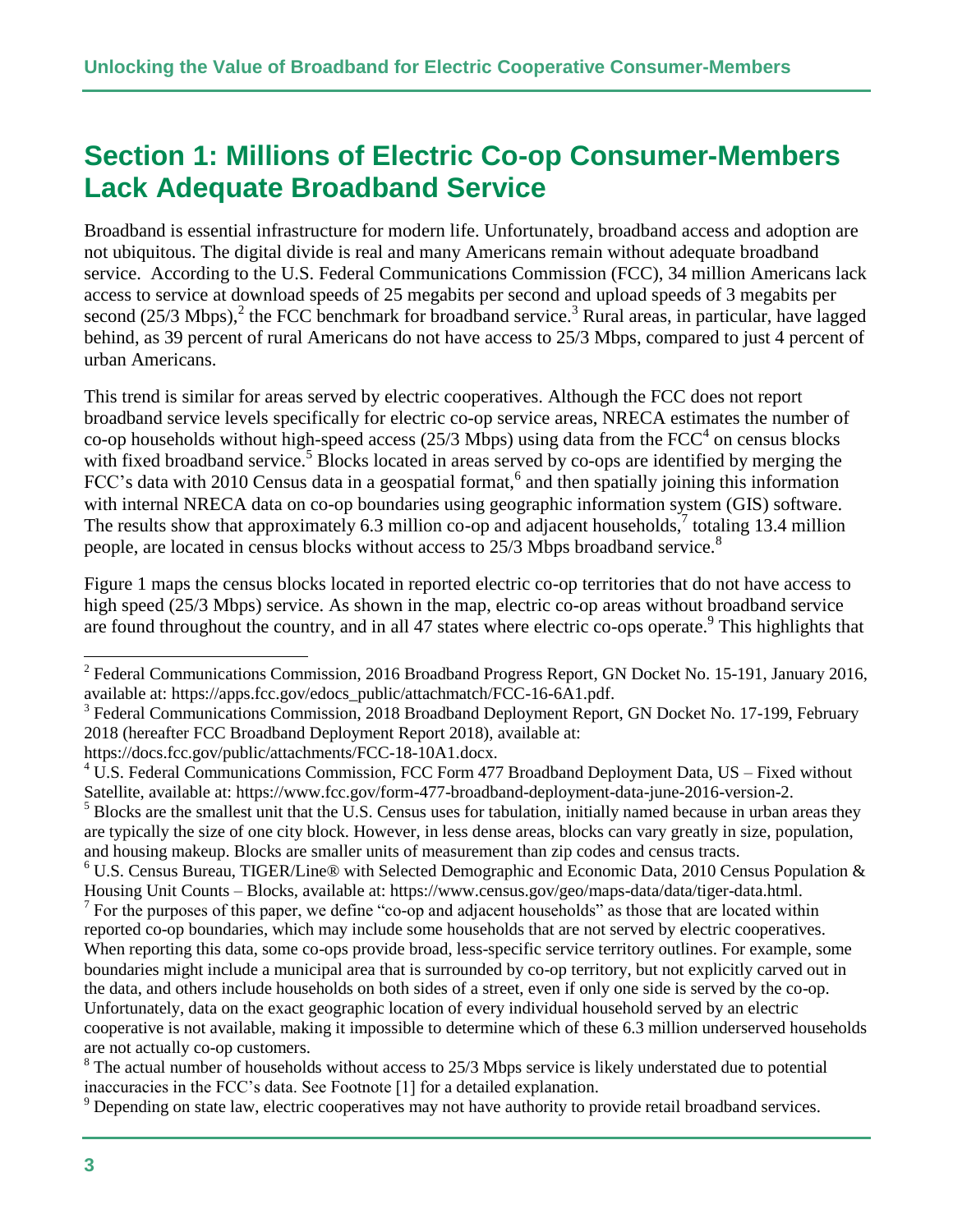## Section 1: Millions of Electric Co-op Consumer-Members Lack Adequate Broadband Service

Broadband is essential infrastructure for modern life. Unfortunately, broadband access and adoption are not ubiquitous. The digital divide is real and many Americans remain without adequate broadband service. According to the U.S. Federal Communications Commission (FCC), 34 million Americans lack access to service at download speeds of 25 megabits per second and upload speeds of 3 megabits per second (25/3 Mbps),[2] the FCC benchmark for broadband service.[3] Rural areas, in particular, have lagged behind, as 39 percent of rural Americans do not have access to 25/3 Mbps, compared to just 4 percent of urban Americans.

This trend is similar for areas served by electric cooperatives. Although the FCC does not report broadband service levels specifically for electric co-op service areas, NRECA estimates the number of co-op households without high-speed access (25/3 Mbps) using data from the FCC[4] on census blocks with fixed broadband service.[5] Blocks located in areas served by co-ops are identified by merging the FCC's data with 2010 Census data in a geospatial format,[6] and then spatially joining this information with internal NRECA data on co-op boundaries using geographic information system (GIS) software. The results show that approximately 6.3 million co-op and adjacent households,[7] totaling 13.4 million people, are located in census blocks without access to 25/3 Mbps broadband service.[8]

Figure 1 maps the census blocks located in reported electric co-op territories that do not have access to high speed (25/3 Mbps) service. As shown in the map, electric co-op areas without broadband service are found throughout the country, and in all 47 states where electric co-ops operate.[9] This highlights that

---

[2] Federal Communications Commission, 2016 Broadband Progress Report, GN Docket No. 15-191, January 2016, available at: https://apps.fcc.gov/edocs_public/attachmatch/FCC-16-6A1.pdf.

[3] Federal Communications Commission, 2018 Broadband Deployment Report, GN Docket No. 17-199, February 2018 (hereafter FCC Broadband Deployment Report 2018), available at: https://docs.fcc.gov/public/attachments/FCC-18-10A1.docx.

[4] U.S. Federal Communications Commission, FCC Form 477 Broadband Deployment Data, US – Fixed without Satellite, available at: https://www.fcc.gov/form-477-broadband-deployment-data-june-2016-version-2.

[5] Blocks are the smallest unit that the U.S. Census uses for tabulation, initially named because in urban areas they are typically the size of one city block. However, in less dense areas, blocks can vary greatly in size, population, and housing makeup. Blocks are smaller units of measurement than zip codes and census tracts.

[6] U.S. Census Bureau, TIGER/Line® with Selected Demographic and Economic Data, 2010 Census Population & Housing Unit Counts – Blocks, available at: https://www.census.gov/geo/maps-data/data/tiger-data.html.

[7] For the purposes of this paper, we define "co-op and adjacent households" as those that are located within reported co-op boundaries, which may include some households that are not served by electric cooperatives. When reporting this data, some co-ops provide broad, less-specific service territory outlines. For example, some boundaries might include a municipal area that is surrounded by co-op territory, but not explicitly carved out in the data, and others include households on both sides of a street, even if only one side is served by the co-op. Unfortunately, data on the exact geographic location of every individual household served by an electric cooperative is not available, making it impossible to determine which of these 6.3 million underserved households are not actually co-op customers.

[8] The actual number of households without access to 25/3 Mbps service is likely understated due to potential inaccuracies in the FCC's data. See Footnote [1] for a detailed explanation.

[9] Depending on state law, electric cooperatives may not have authority to provide retail broadband services.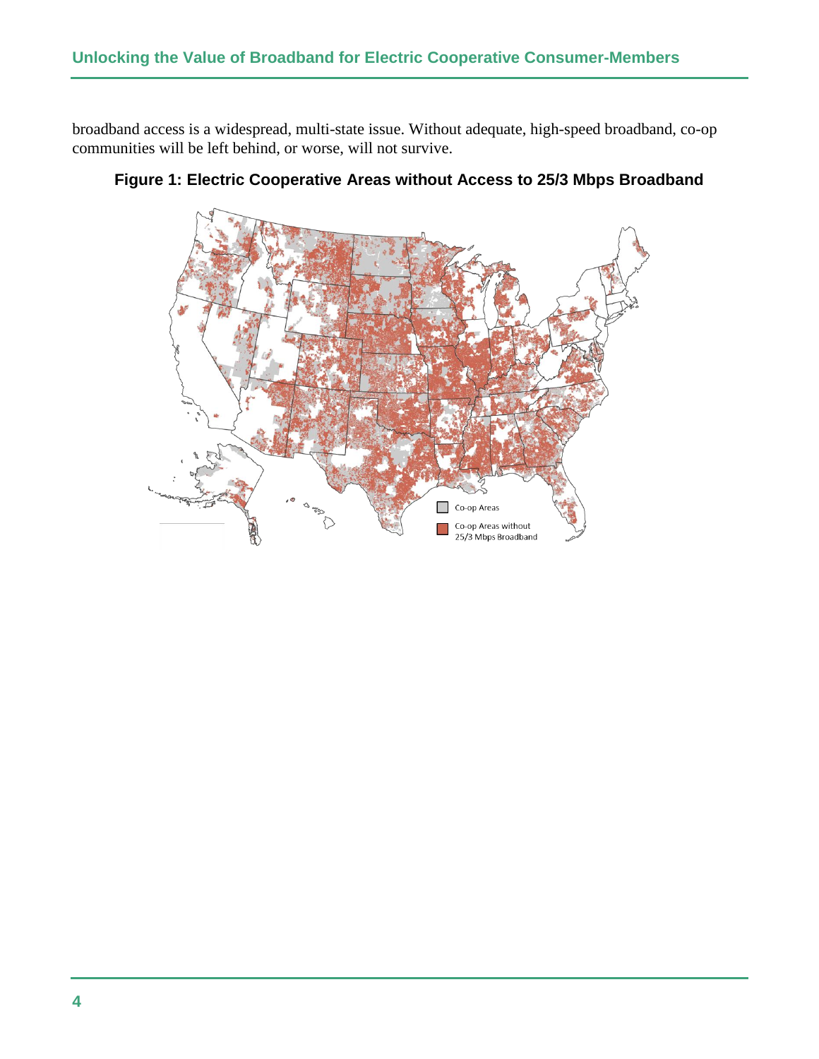broadband access is a widespread, multi-state issue. Without adequate, high-speed broadband, co-op communities will be left behind, or worse, will not survive.

**Figure 1: Electric Cooperative Areas without Access to 25/3 Mbps Broadband**

Co-op Areas

Co-op Areas without 25/3 Mbps Broadband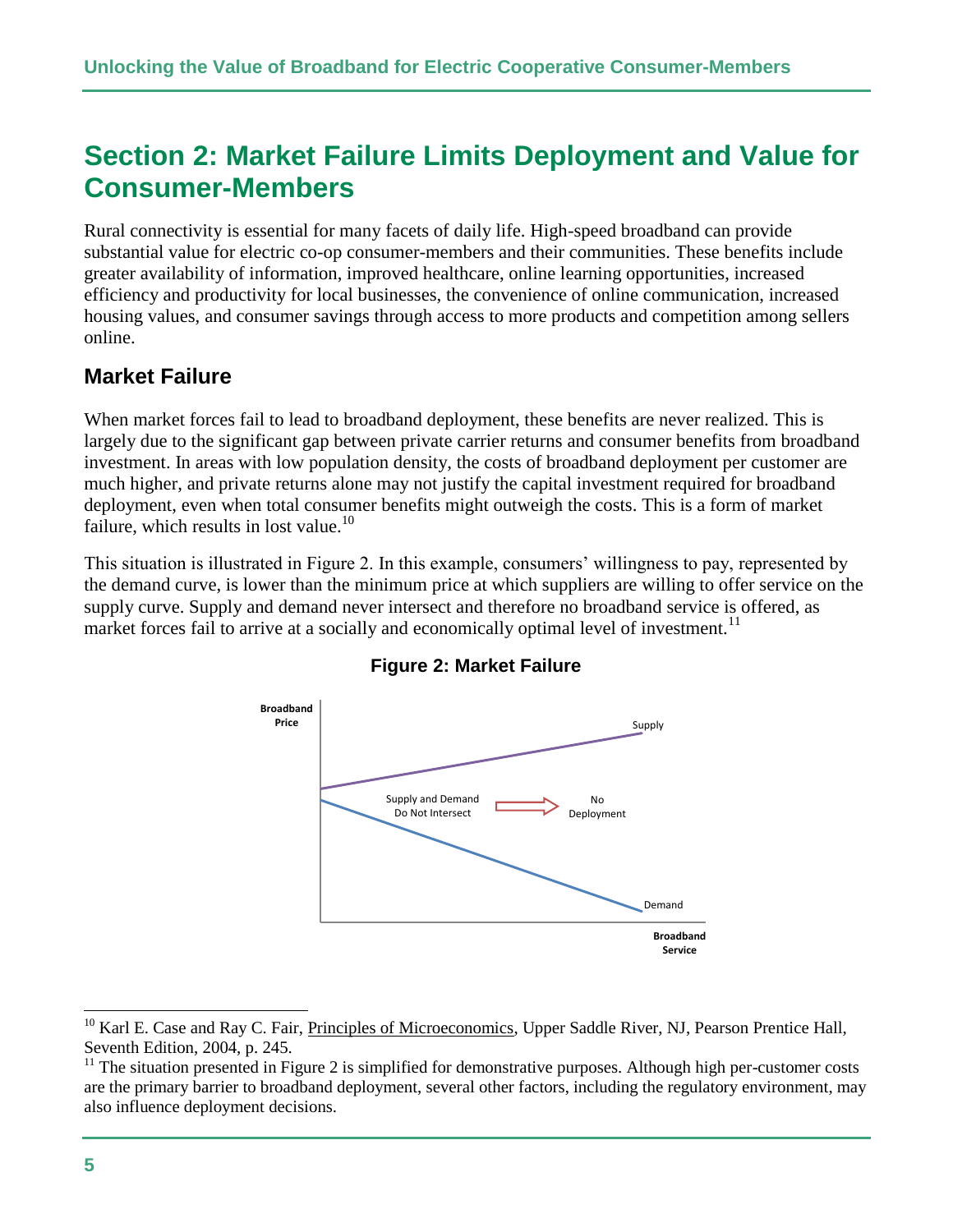# Section 2: Market Failure Limits Deployment and Value for Consumer-Members

Rural connectivity is essential for many facets of daily life. High-speed broadband can provide substantial value for electric co-op consumer-members and their communities. These benefits include greater availability of information, improved healthcare, online learning opportunities, increased efficiency and productivity for local businesses, the convenience of online communication, increased housing values, and consumer savings through access to more products and competition among sellers online.

## Market Failure

When market forces fail to lead to broadband deployment, these benefits are never realized. This is largely due to the significant gap between private carrier returns and consumer benefits from broadband investment. In areas with low population density, the costs of broadband deployment per customer are much higher, and private returns alone may not justify the capital investment required for broadband deployment, even when total consumer benefits might outweigh the costs. This is a form of market failure, which results in lost value.[10]

This situation is illustrated in Figure 2. In this example, consumers' willingness to pay, represented by the demand curve, is lower than the minimum price at which suppliers are willing to offer service on the supply curve. Supply and demand never intersect and therefore no broadband service is offered, as market forces fail to arrive at a socially and economically optimal level of investment.[11]

**Figure 2: Market Failure**

Broadband Price | Supply | Supply and Demand Do Not Intersect → No Deployment | Demand | Broadband Service

---

[10] Karl E. Case and Ray C. Fair, Principles of Microeconomics, Upper Saddle River, NJ, Pearson Prentice Hall, Seventh Edition, 2004, p. 245.

[11] The situation presented in Figure 2 is simplified for demonstrative purposes. Although high per-customer costs are the primary barrier to broadband deployment, several other factors, including the regulatory environment, may also influence deployment decisions.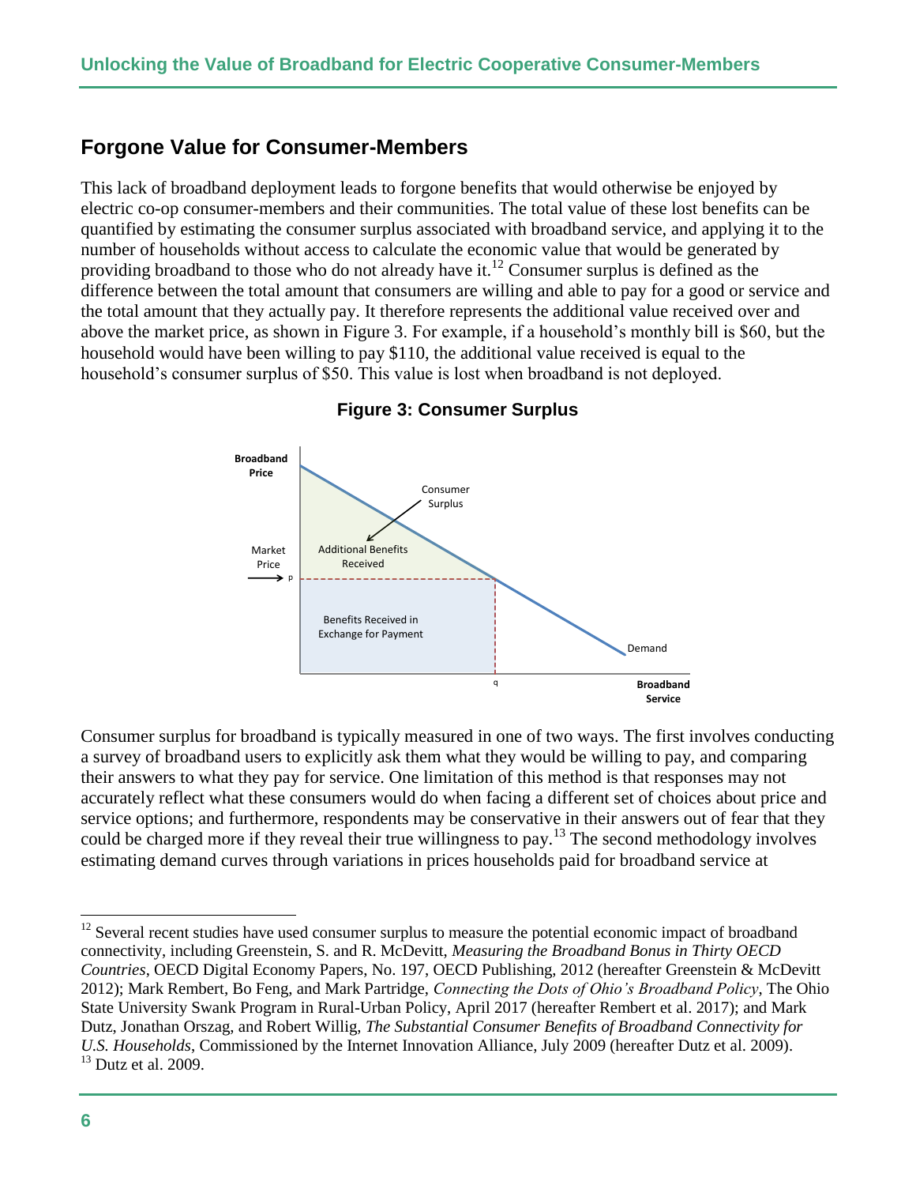## Forgone Value for Consumer-Members

This lack of broadband deployment leads to forgone benefits that would otherwise be enjoyed by electric co-op consumer-members and their communities. The total value of these lost benefits can be quantified by estimating the consumer surplus associated with broadband service, and applying it to the number of households without access to calculate the economic value that would be generated by providing broadband to those who do not already have it.[12] Consumer surplus is defined as the difference between the total amount that consumers are willing and able to pay for a good or service and the total amount that they actually pay. It therefore represents the additional value received over and above the market price, as shown in Figure 3. For example, if a household's monthly bill is $60, but the household would have been willing to pay $110, the additional value received is equal to the household's consumer surplus of $50. This value is lost when broadband is not deployed.

**Figure 3: Consumer Surplus**

Consumer surplus for broadband is typically measured in one of two ways. The first involves conducting a survey of broadband users to explicitly ask them what they would be willing to pay, and comparing their answers to what they pay for service. One limitation of this method is that responses may not accurately reflect what these consumers would do when facing a different set of choices about price and service options; and furthermore, respondents may be conservative in their answers out of fear that they could be charged more if they reveal their true willingness to pay.[13] The second methodology involves estimating demand curves through variations in prices households paid for broadband service at

---

[12] Several recent studies have used consumer surplus to measure the potential economic impact of broadband connectivity, including Greenstein, S. and R. McDevitt, *Measuring the Broadband Bonus in Thirty OECD Countries*, OECD Digital Economy Papers, No. 197, OECD Publishing, 2012 (hereafter Greenstein & McDevitt 2012); Mark Rembert, Bo Feng, and Mark Partridge, *Connecting the Dots of Ohio's Broadband Policy*, The Ohio State University Swank Program in Rural-Urban Policy, April 2017 (hereafter Rembert et al. 2017); and Mark Dutz, Jonathan Orszag, and Robert Willig, *The Substantial Consumer Benefits of Broadband Connectivity for U.S. Households*, Commissioned by the Internet Innovation Alliance, July 2009 (hereafter Dutz et al. 2009).

[13] Dutz et al. 2009.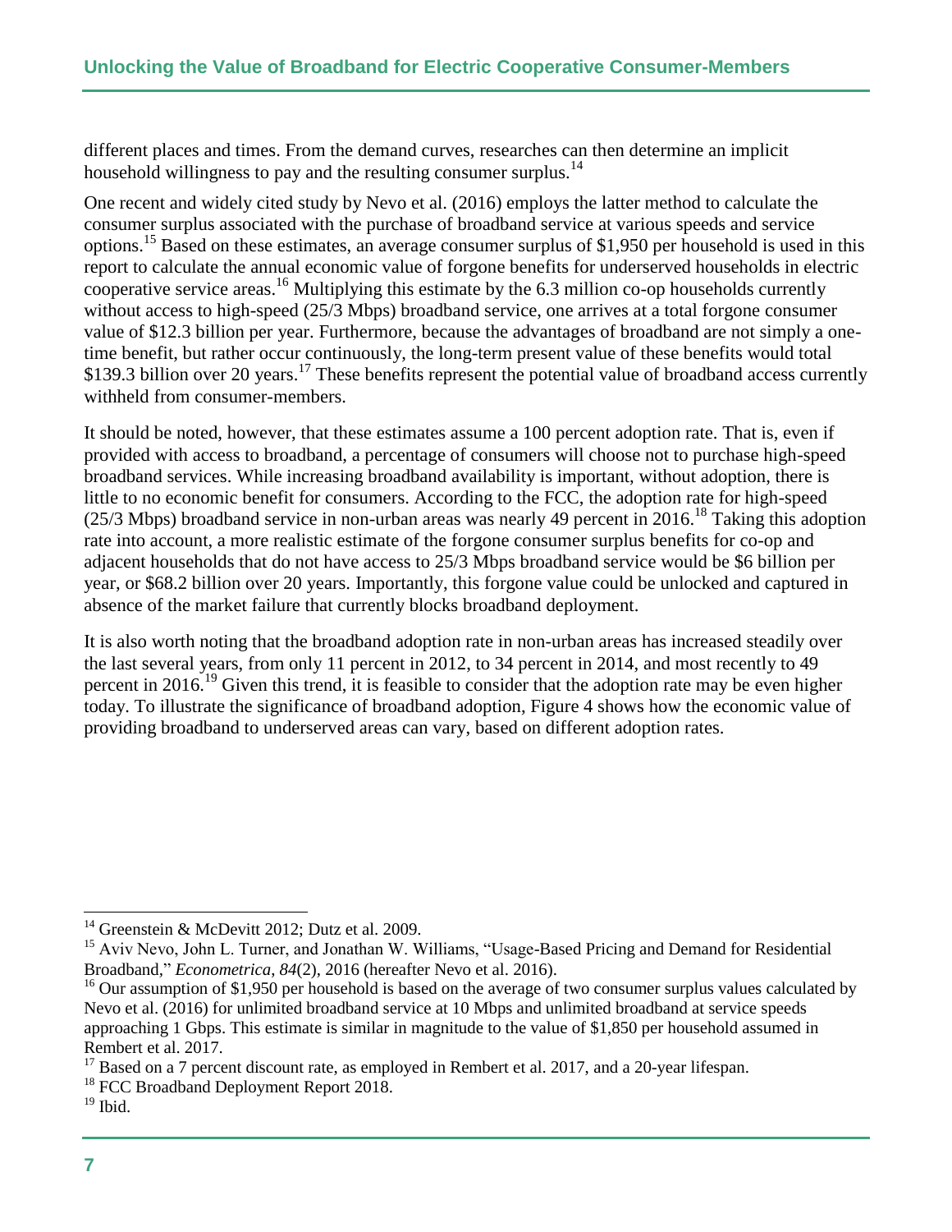different places and times. From the demand curves, researches can then determine an implicit household willingness to pay and the resulting consumer surplus.[14]

One recent and widely cited study by Nevo et al. (2016) employs the latter method to calculate the consumer surplus associated with the purchase of broadband service at various speeds and service options.[15] Based on these estimates, an average consumer surplus of $1,950 per household is used in this report to calculate the annual economic value of forgone benefits for underserved households in electric cooperative service areas.[16] Multiplying this estimate by the 6.3 million co-op households currently without access to high-speed (25/3 Mbps) broadband service, one arrives at a total forgone consumer value of $12.3 billion per year. Furthermore, because the advantages of broadband are not simply a one-time benefit, but rather occur continuously, the long-term present value of these benefits would total $139.3 billion over 20 years.[17] These benefits represent the potential value of broadband access currently withheld from consumer-members.

It should be noted, however, that these estimates assume a 100 percent adoption rate. That is, even if provided with access to broadband, a percentage of consumers will choose not to purchase high-speed broadband services. While increasing broadband availability is important, without adoption, there is little to no economic benefit for consumers. According to the FCC, the adoption rate for high-speed (25/3 Mbps) broadband service in non-urban areas was nearly 49 percent in 2016.[18] Taking this adoption rate into account, a more realistic estimate of the forgone consumer surplus benefits for co-op and adjacent households that do not have access to 25/3 Mbps broadband service would be $6 billion per year, or $68.2 billion over 20 years. Importantly, this forgone value could be unlocked and captured in absence of the market failure that currently blocks broadband deployment.

It is also worth noting that the broadband adoption rate in non-urban areas has increased steadily over the last several years, from only 11 percent in 2012, to 34 percent in 2014, and most recently to 49 percent in 2016.[19] Given this trend, it is feasible to consider that the adoption rate may be even higher today. To illustrate the significance of broadband adoption, Figure 4 shows how the economic value of providing broadband to underserved areas can vary, based on different adoption rates.

---

[14] Greenstein & McDevitt 2012; Dutz et al. 2009.

[15] Aviv Nevo, John L. Turner, and Jonathan W. Williams, "Usage-Based Pricing and Demand for Residential Broadband," *Econometrica*, *84*(2), 2016 (hereafter Nevo et al. 2016).

[16] Our assumption of $1,950 per household is based on the average of two consumer surplus values calculated by Nevo et al. (2016) for unlimited broadband service at 10 Mbps and unlimited broadband at service speeds approaching 1 Gbps. This estimate is similar in magnitude to the value of $1,850 per household assumed in Rembert et al. 2017.

[17] Based on a 7 percent discount rate, as employed in Rembert et al. 2017, and a 20-year lifespan.

[18] FCC Broadband Deployment Report 2018.

[19] Ibid.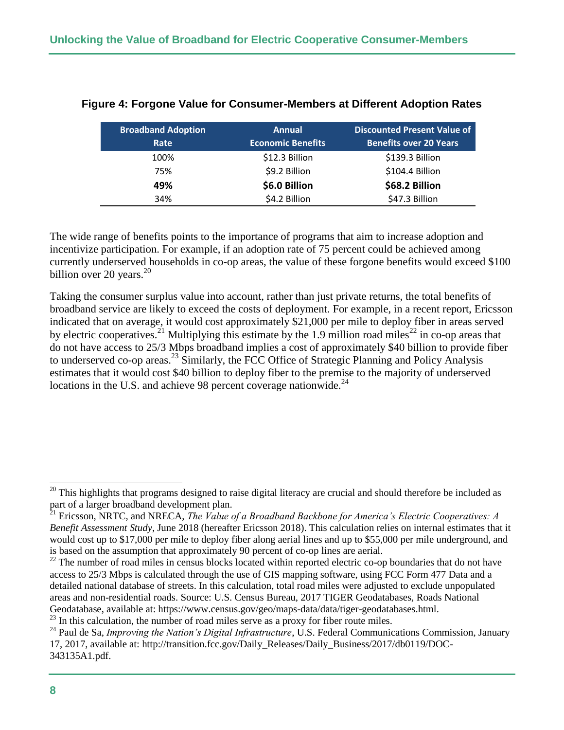**Figure 4: Forgone Value for Consumer-Members at Different Adoption Rates**

| Broadband Adoption Rate | Annual Economic Benefits | Discounted Present Value of Benefits over 20 Years |
|---|---|---|
| 100% | $12.3 Billion | $139.3 Billion |
| 75% | $9.2 Billion | $104.4 Billion |
| **49%** | **$6.0 Billion** | **$68.2 Billion** |
| 34% | $4.2 Billion | $47.3 Billion |

The wide range of benefits points to the importance of programs that aim to increase adoption and incentivize participation. For example, if an adoption rate of 75 percent could be achieved among currently underserved households in co-op areas, the value of these forgone benefits would exceed $100 billion over 20 years.[20]

Taking the consumer surplus value into account, rather than just private returns, the total benefits of broadband service are likely to exceed the costs of deployment. For example, in a recent report, Ericsson indicated that on average, it would cost approximately $21,000 per mile to deploy fiber in areas served by electric cooperatives.[21] Multiplying this estimate by the 1.9 million road miles[22] in co-op areas that do not have access to 25/3 Mbps broadband implies a cost of approximately $40 billion to provide fiber to underserved co-op areas.[23] Similarly, the FCC Office of Strategic Planning and Policy Analysis estimates that it would cost $40 billion to deploy fiber to the premise to the majority of underserved locations in the U.S. and achieve 98 percent coverage nationwide.[24]

---

[20] This highlights that programs designed to raise digital literacy are crucial and should therefore be included as part of a larger broadband development plan.

[21] Ericsson, NRTC, and NRECA, *The Value of a Broadband Backbone for America's Electric Cooperatives: A Benefit Assessment Study*, June 2018 (hereafter Ericsson 2018). This calculation relies on internal estimates that it would cost up to $17,000 per mile to deploy fiber along aerial lines and up to $55,000 per mile underground, and is based on the assumption that approximately 90 percent of co-op lines are aerial.

[22] The number of road miles in census blocks located within reported electric co-op boundaries that do not have access to 25/3 Mbps is calculated through the use of GIS mapping software, using FCC Form 477 Data and a detailed national database of streets. In this calculation, total road miles were adjusted to exclude unpopulated areas and non-residential roads. Source: U.S. Census Bureau, 2017 TIGER Geodatabases, Roads National Geodatabase, available at: https://www.census.gov/geo/maps-data/data/tiger-geodatabases.html.

[23] In this calculation, the number of road miles serve as a proxy for fiber route miles.

[24] Paul de Sa, *Improving the Nation's Digital Infrastructure*, U.S. Federal Communications Commission, January 17, 2017, available at: http://transition.fcc.gov/Daily_Releases/Daily_Business/2017/db0119/DOC-343135A1.pdf.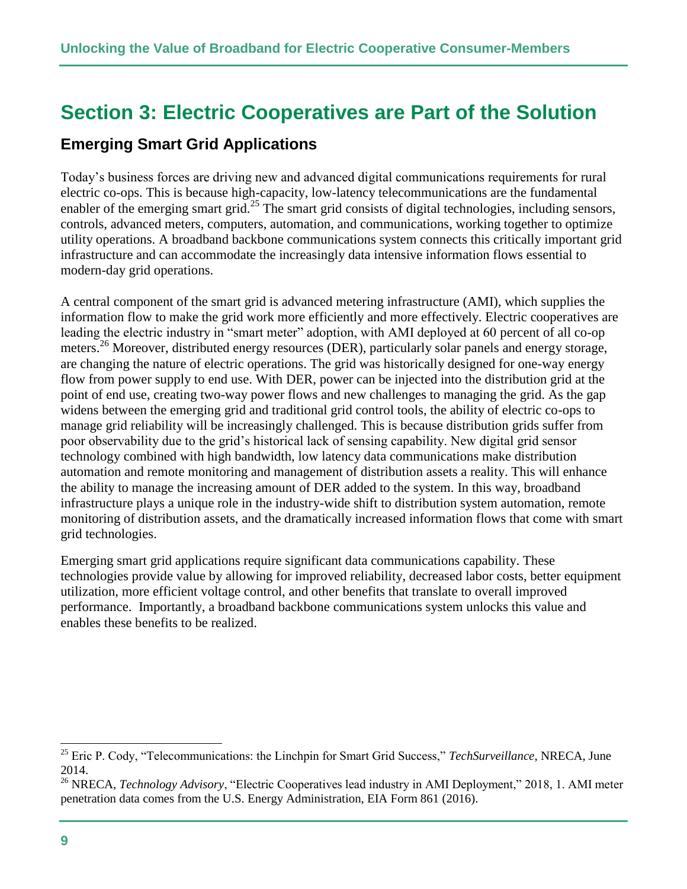# Section 3: Electric Cooperatives are Part of the Solution

## Emerging Smart Grid Applications

Today's business forces are driving new and advanced digital communications requirements for rural electric co-ops. This is because high-capacity, low-latency telecommunications are the fundamental enabler of the emerging smart grid.[25] The smart grid consists of digital technologies, including sensors, controls, advanced meters, computers, automation, and communications, working together to optimize utility operations. A broadband backbone communications system connects this critically important grid infrastructure and can accommodate the increasingly data intensive information flows essential to modern-day grid operations.

A central component of the smart grid is advanced metering infrastructure (AMI), which supplies the information flow to make the grid work more efficiently and more effectively. Electric cooperatives are leading the electric industry in "smart meter" adoption, with AMI deployed at 60 percent of all co-op meters.[26] Moreover, distributed energy resources (DER), particularly solar panels and energy storage, are changing the nature of electric operations. The grid was historically designed for one-way energy flow from power supply to end use. With DER, power can be injected into the distribution grid at the point of end use, creating two-way power flows and new challenges to managing the grid. As the gap widens between the emerging grid and traditional grid control tools, the ability of electric co-ops to manage grid reliability will be increasingly challenged. This is because distribution grids suffer from poor observability due to the grid's historical lack of sensing capability. New digital grid sensor technology combined with high bandwidth, low latency data communications make distribution automation and remote monitoring and management of distribution assets a reality. This will enhance the ability to manage the increasing amount of DER added to the system. In this way, broadband infrastructure plays a unique role in the industry-wide shift to distribution system automation, remote monitoring of distribution assets, and the dramatically increased information flows that come with smart grid technologies.

Emerging smart grid applications require significant data communications capability. These technologies provide value by allowing for improved reliability, decreased labor costs, better equipment utilization, more efficient voltage control, and other benefits that translate to overall improved performance. Importantly, a broadband backbone communications system unlocks this value and enables these benefits to be realized.

---

[25] Eric P. Cody, "Telecommunications: the Linchpin for Smart Grid Success," *TechSurveillance*, NRECA, June 2014.

[26] NRECA, *Technology Advisory*, "Electric Cooperatives lead industry in AMI Deployment," 2018, 1. AMI meter penetration data comes from the U.S. Energy Administration, EIA Form 861 (2016).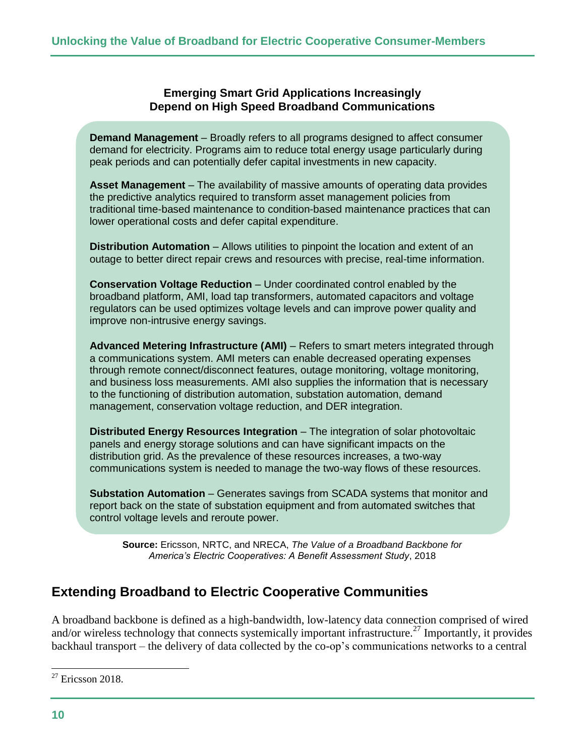**Emerging Smart Grid Applications Increasingly Depend on High Speed Broadband Communications**

**Demand Management** – Broadly refers to all programs designed to affect consumer demand for electricity. Programs aim to reduce total energy usage particularly during peak periods and can potentially defer capital investments in new capacity.

**Asset Management** – The availability of massive amounts of operating data provides the predictive analytics required to transform asset management policies from traditional time-based maintenance to condition-based maintenance practices that can lower operational costs and defer capital expenditure.

**Distribution Automation** – Allows utilities to pinpoint the location and extent of an outage to better direct repair crews and resources with precise, real-time information.

**Conservation Voltage Reduction** – Under coordinated control enabled by the broadband platform, AMI, load tap transformers, automated capacitors and voltage regulators can be used optimizes voltage levels and can improve power quality and improve non-intrusive energy savings.

**Advanced Metering Infrastructure (AMI)** – Refers to smart meters integrated through a communications system. AMI meters can enable decreased operating expenses through remote connect/disconnect features, outage monitoring, voltage monitoring, and business loss measurements. AMI also supplies the information that is necessary to the functioning of distribution automation, substation automation, demand management, conservation voltage reduction, and DER integration.

**Distributed Energy Resources Integration** – The integration of solar photovoltaic panels and energy storage solutions and can have significant impacts on the distribution grid. As the prevalence of these resources increases, a two-way communications system is needed to manage the two-way flows of these resources.

**Substation Automation** – Generates savings from SCADA systems that monitor and report back on the state of substation equipment and from automated switches that control voltage levels and reroute power.

**Source:** Ericsson, NRTC, and NRECA, *The Value of a Broadband Backbone for America's Electric Cooperatives: A Benefit Assessment Study*, 2018

## Extending Broadband to Electric Cooperative Communities

A broadband backbone is defined as a high-bandwidth, low-latency data connection comprised of wired and/or wireless technology that connects systemically important infrastructure.[27] Importantly, it provides backhaul transport – the delivery of data collected by the co-op's communications networks to a central

[27] Ericsson 2018.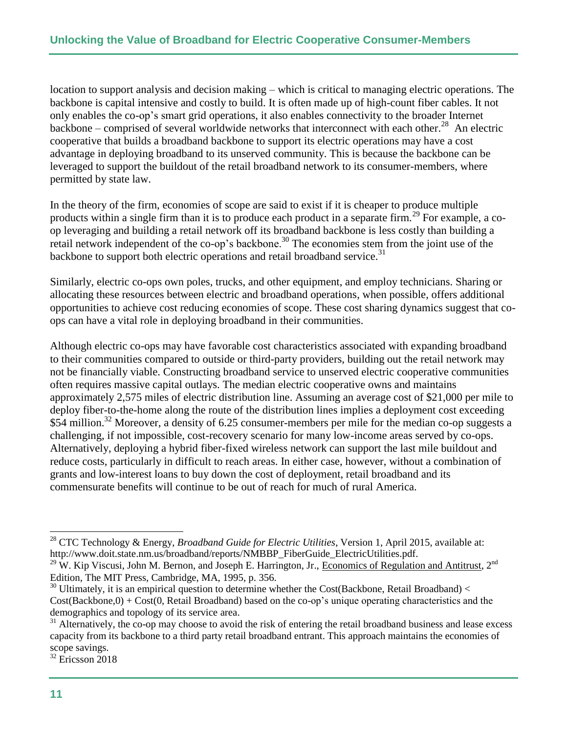location to support analysis and decision making – which is critical to managing electric operations. The backbone is capital intensive and costly to build. It is often made up of high-count fiber cables. It not only enables the co-op's smart grid operations, it also enables connectivity to the broader Internet backbone – comprised of several worldwide networks that interconnect with each other.[28] An electric cooperative that builds a broadband backbone to support its electric operations may have a cost advantage in deploying broadband to its unserved community. This is because the backbone can be leveraged to support the buildout of the retail broadband network to its consumer-members, where permitted by state law.

In the theory of the firm, economies of scope are said to exist if it is cheaper to produce multiple products within a single firm than it is to produce each product in a separate firm.[29] For example, a co-op leveraging and building a retail network off its broadband backbone is less costly than building a retail network independent of the co-op's backbone.[30] The economies stem from the joint use of the backbone to support both electric operations and retail broadband service.[31]

Similarly, electric co-ops own poles, trucks, and other equipment, and employ technicians. Sharing or allocating these resources between electric and broadband operations, when possible, offers additional opportunities to achieve cost reducing economies of scope. These cost sharing dynamics suggest that co-ops can have a vital role in deploying broadband in their communities.

Although electric co-ops may have favorable cost characteristics associated with expanding broadband to their communities compared to outside or third-party providers, building out the retail network may not be financially viable. Constructing broadband service to unserved electric cooperative communities often requires massive capital outlays. The median electric cooperative owns and maintains approximately 2,575 miles of electric distribution line. Assuming an average cost of $21,000 per mile to deploy fiber-to-the-home along the route of the distribution lines implies a deployment cost exceeding $54 million.[32] Moreover, a density of 6.25 consumer-members per mile for the median co-op suggests a challenging, if not impossible, cost-recovery scenario for many low-income areas served by co-ops. Alternatively, deploying a hybrid fiber-fixed wireless network can support the last mile buildout and reduce costs, particularly in difficult to reach areas. In either case, however, without a combination of grants and low-interest loans to buy down the cost of deployment, retail broadband and its commensurate benefits will continue to be out of reach for much of rural America.

---

[28] CTC Technology & Energy, *Broadband Guide for Electric Utilities*, Version 1, April 2015, available at: http://www.doit.state.nm.us/broadband/reports/NMBBP_FiberGuide_ElectricUtilities.pdf.

[29] W. Kip Viscusi, John M. Bernon, and Joseph E. Harrington, Jr., Economics of Regulation and Antitrust, 2nd Edition, The MIT Press, Cambridge, MA, 1995, p. 356.

[30] Ultimately, it is an empirical question to determine whether the Cost(Backbone, Retail Broadband) < Cost(Backbone,0) + Cost(0, Retail Broadband) based on the co-op's unique operating characteristics and the demographics and topology of its service area.

[31] Alternatively, the co-op may choose to avoid the risk of entering the retail broadband business and lease excess capacity from its backbone to a third party retail broadband entrant. This approach maintains the economies of scope savings.

[32] Ericsson 2018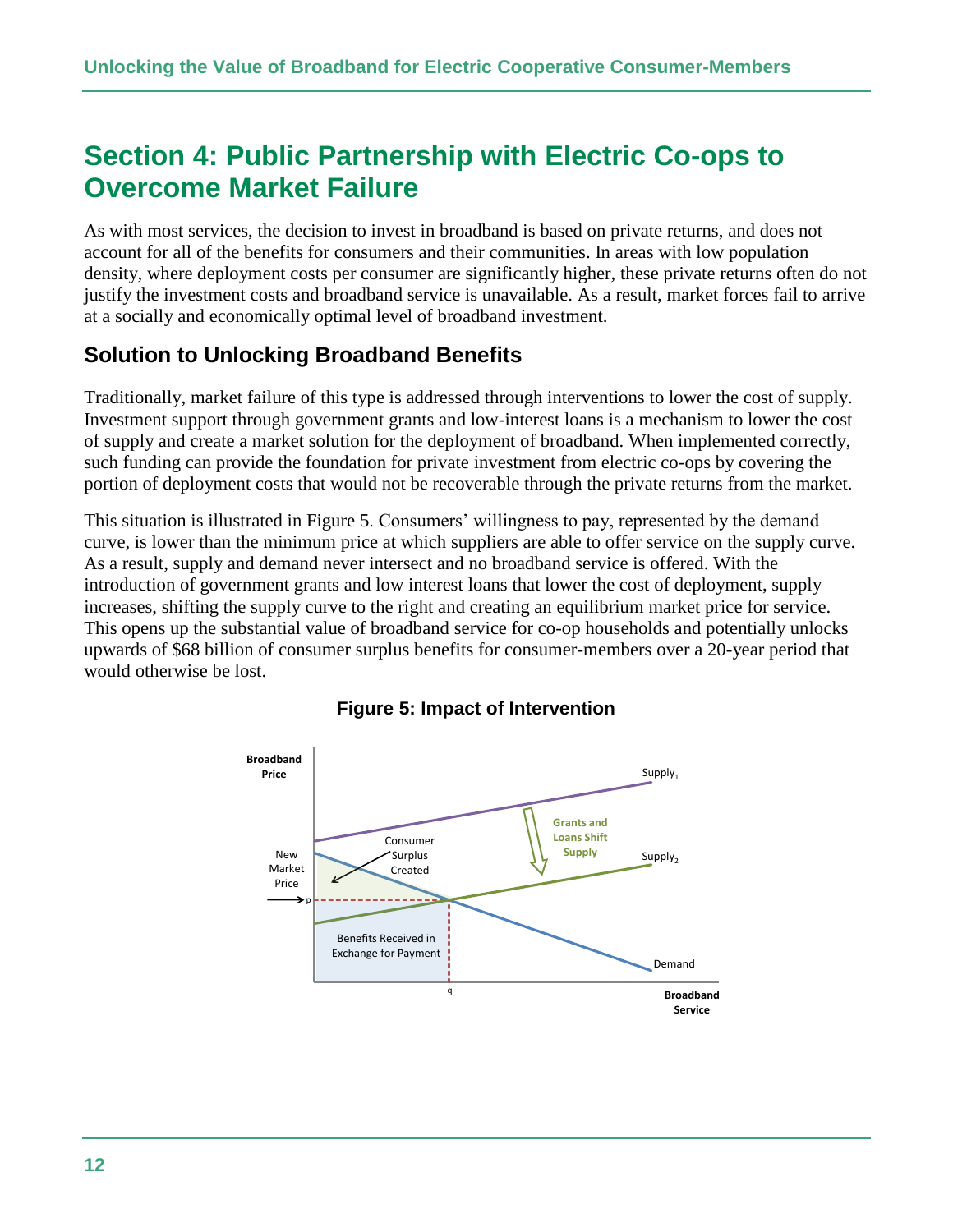# Section 4: Public Partnership with Electric Co-ops to Overcome Market Failure

As with most services, the decision to invest in broadband is based on private returns, and does not account for all of the benefits for consumers and their communities. In areas with low population density, where deployment costs per consumer are significantly higher, these private returns often do not justify the investment costs and broadband service is unavailable. As a result, market forces fail to arrive at a socially and economically optimal level of broadband investment.

## Solution to Unlocking Broadband Benefits

Traditionally, market failure of this type is addressed through interventions to lower the cost of supply. Investment support through government grants and low-interest loans is a mechanism to lower the cost of supply and create a market solution for the deployment of broadband. When implemented correctly, such funding can provide the foundation for private investment from electric co-ops by covering the portion of deployment costs that would not be recoverable through the private returns from the market.

This situation is illustrated in Figure 5. Consumers' willingness to pay, represented by the demand curve, is lower than the minimum price at which suppliers are able to offer service on the supply curve. As a result, supply and demand never intersect and no broadband service is offered. With the introduction of government grants and low interest loans that lower the cost of deployment, supply increases, shifting the supply curve to the right and creating an equilibrium market price for service. This opens up the substantial value of broadband service for co-op households and potentially unlocks upwards of $68 billion of consumer surplus benefits for consumer-members over a 20-year period that would otherwise be lost.

**Figure 5: Impact of Intervention**

Broadband Price | Broadband Service | $Supply_1$ | $Supply_2$ | Demand | Grants and Loans Shift Supply | Consumer Surplus Created | New Market Price | p | q | Benefits Received in Exchange for Payment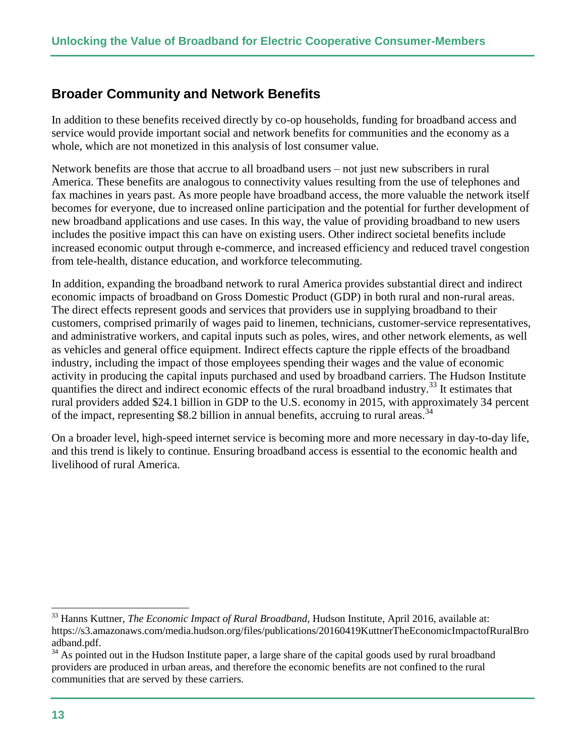## Broader Community and Network Benefits

In addition to these benefits received directly by co-op households, funding for broadband access and service would provide important social and network benefits for communities and the economy as a whole, which are not monetized in this analysis of lost consumer value.

Network benefits are those that accrue to all broadband users – not just new subscribers in rural America. These benefits are analogous to connectivity values resulting from the use of telephones and fax machines in years past. As more people have broadband access, the more valuable the network itself becomes for everyone, due to increased online participation and the potential for further development of new broadband applications and use cases. In this way, the value of providing broadband to new users includes the positive impact this can have on existing users. Other indirect societal benefits include increased economic output through e-commerce, and increased efficiency and reduced travel congestion from tele-health, distance education, and workforce telecommuting.

In addition, expanding the broadband network to rural America provides substantial direct and indirect economic impacts of broadband on Gross Domestic Product (GDP) in both rural and non-rural areas. The direct effects represent goods and services that providers use in supplying broadband to their customers, comprised primarily of wages paid to linemen, technicians, customer-service representatives, and administrative workers, and capital inputs such as poles, wires, and other network elements, as well as vehicles and general office equipment. Indirect effects capture the ripple effects of the broadband industry, including the impact of those employees spending their wages and the value of economic activity in producing the capital inputs purchased and used by broadband carriers. The Hudson Institute quantifies the direct and indirect economic effects of the rural broadband industry.[33] It estimates that rural providers added $24.1 billion in GDP to the U.S. economy in 2015, with approximately 34 percent of the impact, representing $8.2 billion in annual benefits, accruing to rural areas.[34]

On a broader level, high-speed internet service is becoming more and more necessary in day-to-day life, and this trend is likely to continue. Ensuring broadband access is essential to the economic health and livelihood of rural America.

---

[33] Hanns Kuttner, *The Economic Impact of Rural Broadband*, Hudson Institute, April 2016, available at: https://s3.amazonaws.com/media.hudson.org/files/publications/20160419KuttnerTheEconomicImpactofRuralBroadband.pdf.

[34] As pointed out in the Hudson Institute paper, a large share of the capital goods used by rural broadband providers are produced in urban areas, and therefore the economic benefits are not confined to the rural communities that are served by these carriers.